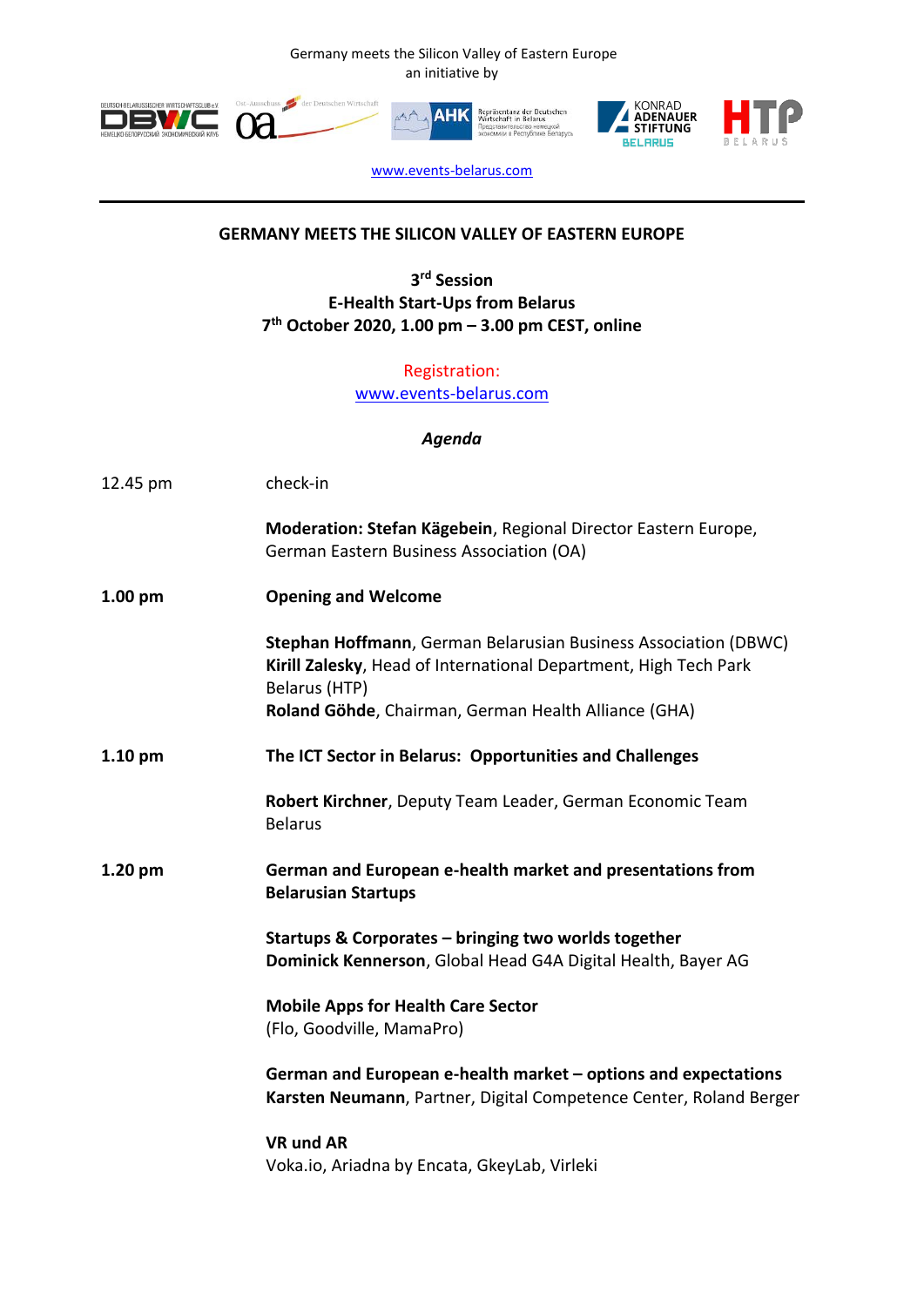Germany meets the Silicon Valley of Eastern Europe
an initiative by

www.events-belarus.com

---

## GERMANY MEETS THE SILICON VALLEY OF EASTERN EUROPE

**3rd Session**
**E-Health Start-Ups from Belarus**
**7th October 2020, 1.00 pm – 3.00 pm CEST, online**

Registration:
www.events-belarus.com

*Agenda*

| | |
|---|---|
| 12.45 pm | check-in |
| | **Moderation: Stefan Kägebein**, Regional Director Eastern Europe, German Eastern Business Association (OA) |
| **1.00 pm** | **Opening and Welcome** |
| | **Stephan Hoffmann**, German Belarusian Business Association (DBWC)<br>**Kirill Zalesky**, Head of International Department, High Tech Park Belarus (HTP)<br>**Roland Göhde**, Chairman, German Health Alliance (GHA) |
| **1.10 pm** | **The ICT Sector in Belarus: Opportunities and Challenges** |
| | **Robert Kirchner**, Deputy Team Leader, German Economic Team Belarus |
| **1.20 pm** | **German and European e-health market and presentations from Belarusian Startups** |
| | **Startups & Corporates – bringing two worlds together**<br>**Dominick Kennerson**, Global Head G4A Digital Health, Bayer AG |
| | **Mobile Apps for Health Care Sector**<br>(Flo, Goodville, MamaPro) |
| | **German and European e-health market – options and expectations**<br>**Karsten Neumann**, Partner, Digital Competence Center, Roland Berger |
| | **VR und AR**<br>Voka.io, Ariadna by Encata, GkeyLab, Virleki |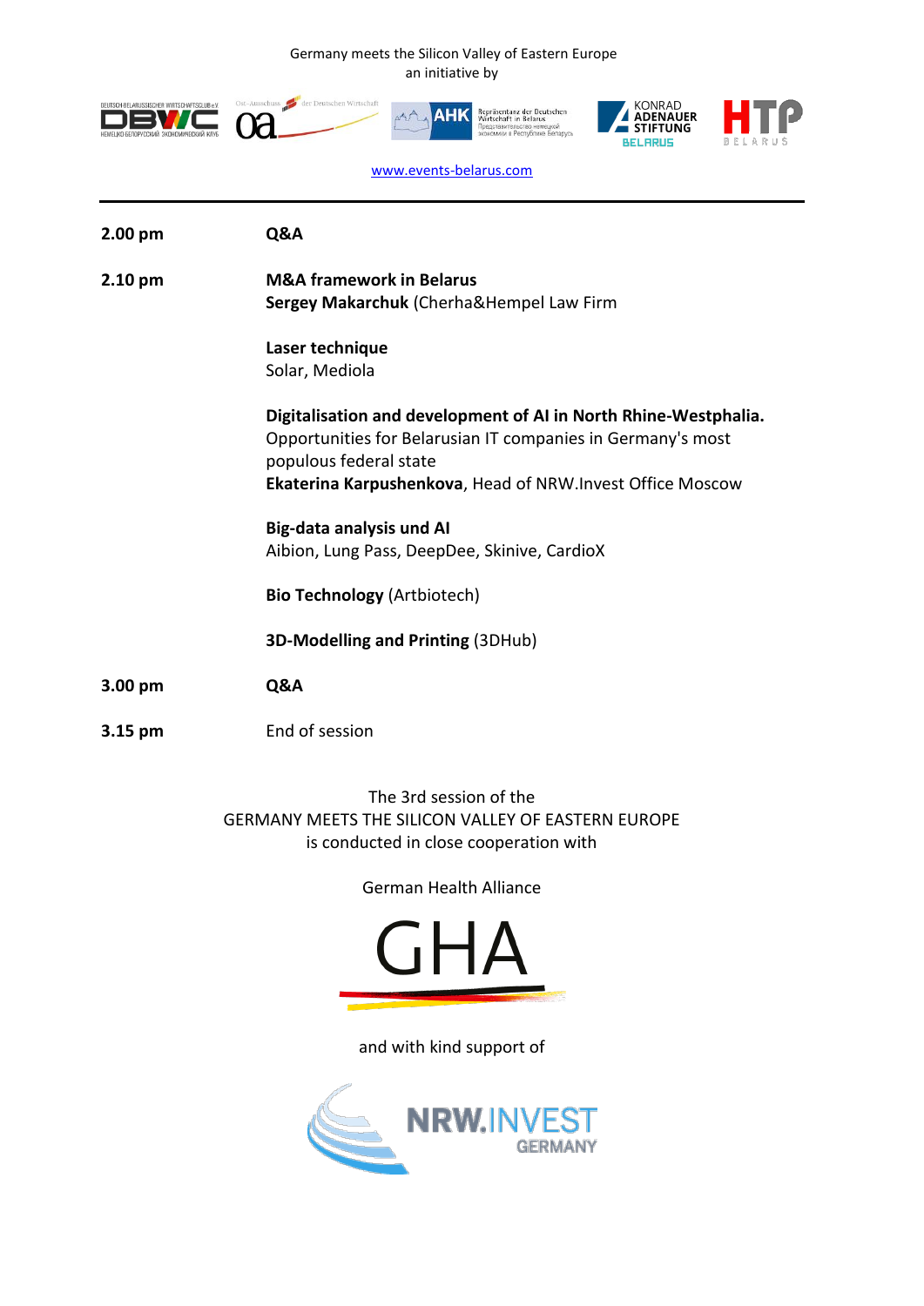Germany meets the Silicon Valley of Eastern Europe
an initiative by

www.events-belarus.com

| | | |
|---|---|---|
| **2.00 pm** | **Q&A** |
| **2.10 pm** | **M&A framework in Belarus**<br>**Sergey Makarchuk** (Cherha&Hempel Law Firm |
| | **Laser technique**<br>Solar, Mediola |
| | **Digitalisation and development of AI in North Rhine-Westphalia.**<br>Opportunities for Belarusian IT companies in Germany's most populous federal state<br>**Ekaterina Karpushenkova**, Head of NRW.Invest Office Moscow |
| | **Big-data analysis und AI**<br>Aibion, Lung Pass, DeepDee, Skinive, CardioX |
| | **Bio Technology** (Artbiotech) |
| | **3D-Modelling and Printing** (3DHub) |
| **3.00 pm** | **Q&A** |
| **3.15 pm** | End of session |

The 3rd session of the
GERMANY MEETS THE SILICON VALLEY OF EASTERN EUROPE
is conducted in close cooperation with

German Health Alliance

GHA

and with kind support of

NRW.INVEST GERMANY